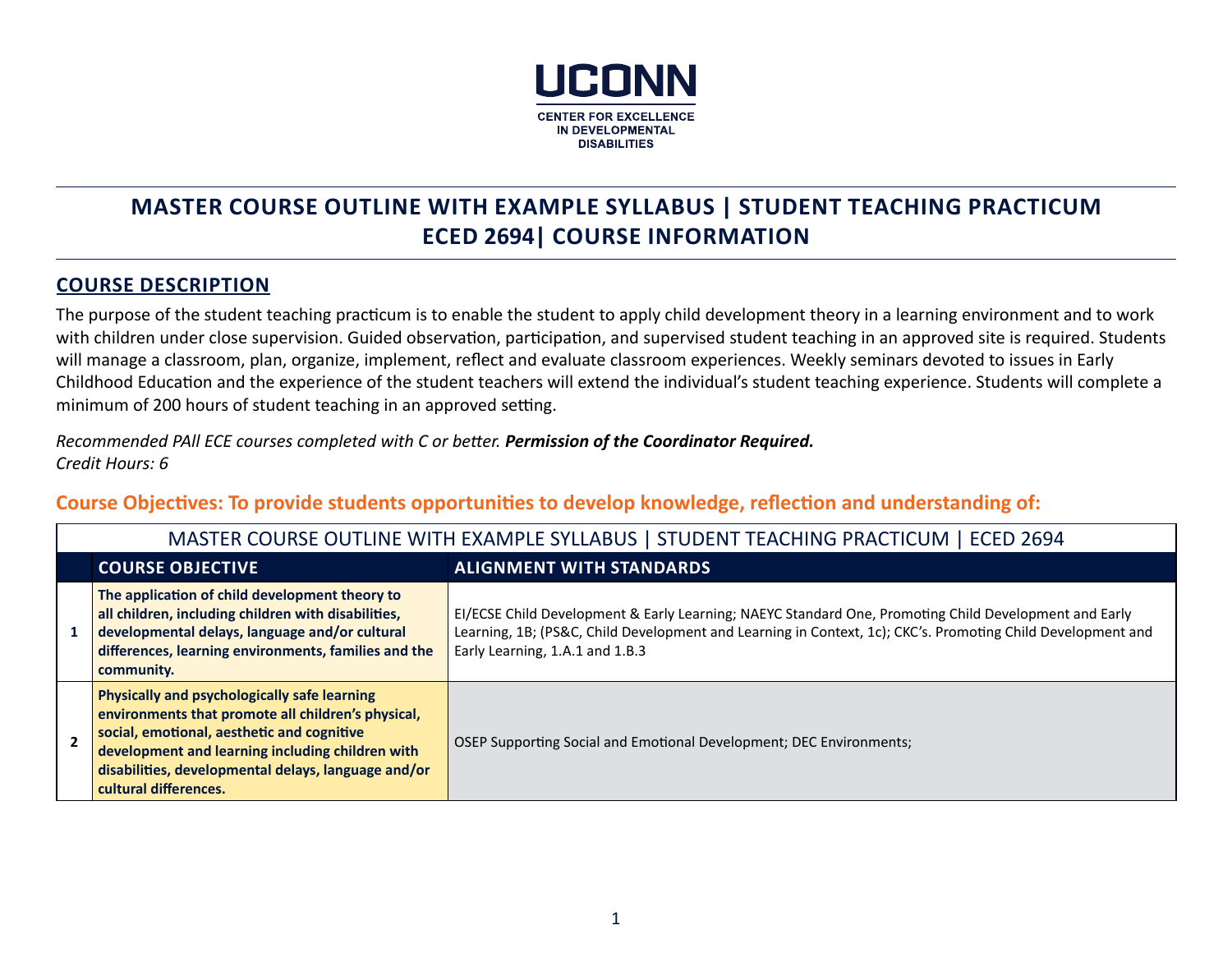UCONN

CENTER FOR EXCELLENCE IN DEVELOPMENTAL DISABILITIES

# MASTER COURSE OUTLINE WITH EXAMPLE SYLLABUS | STUDENT TEACHING PRACTICUM ECED 2694| COURSE INFORMATION

## COURSE DESCRIPTION

The purpose of the student teaching practicum is to enable the student to apply child development theory in a learning environment and to work with children under close supervision. Guided observation, participation, and supervised student teaching in an approved site is required. Students will manage a classroom, plan, organize, implement, reflect and evaluate classroom experiences. Weekly seminars devoted to issues in Early Childhood Education and the experience of the student teachers will extend the individual's student teaching experience. Students will complete a minimum of 200 hours of student teaching in an approved setting.

*Recommended PAll ECE courses completed with C or better.* ***Permission of the Coordinator Required.***
*Credit Hours: 6*

### Course Objectives: To provide students opportunities to develop knowledge, reflection and understanding of:

| MASTER COURSE OUTLINE WITH EXAMPLE SYLLABUS \| STUDENT TEACHING PRACTICUM \| ECED 2694 | | |
|---|---|---|
| | **COURSE OBJECTIVE** | **ALIGNMENT WITH STANDARDS** |
| **1** | **The application of child development theory to all children, including children with disabilities, developmental delays, language and/or cultural differences, learning environments, families and the community.** | EI/ECSE Child Development & Early Learning; NAEYC Standard One, Promoting Child Development and Early Learning, 1B; (PS&C, Child Development and Learning in Context, 1c); CKC's. Promoting Child Development and Early Learning, 1.A.1 and 1.B.3 |
| **2** | **Physically and psychologically safe learning environments that promote all children's physical, social, emotional, aesthetic and cognitive development and learning including children with disabilities, developmental delays, language and/or cultural differences.** | OSEP Supporting Social and Emotional Development; DEC Environments; |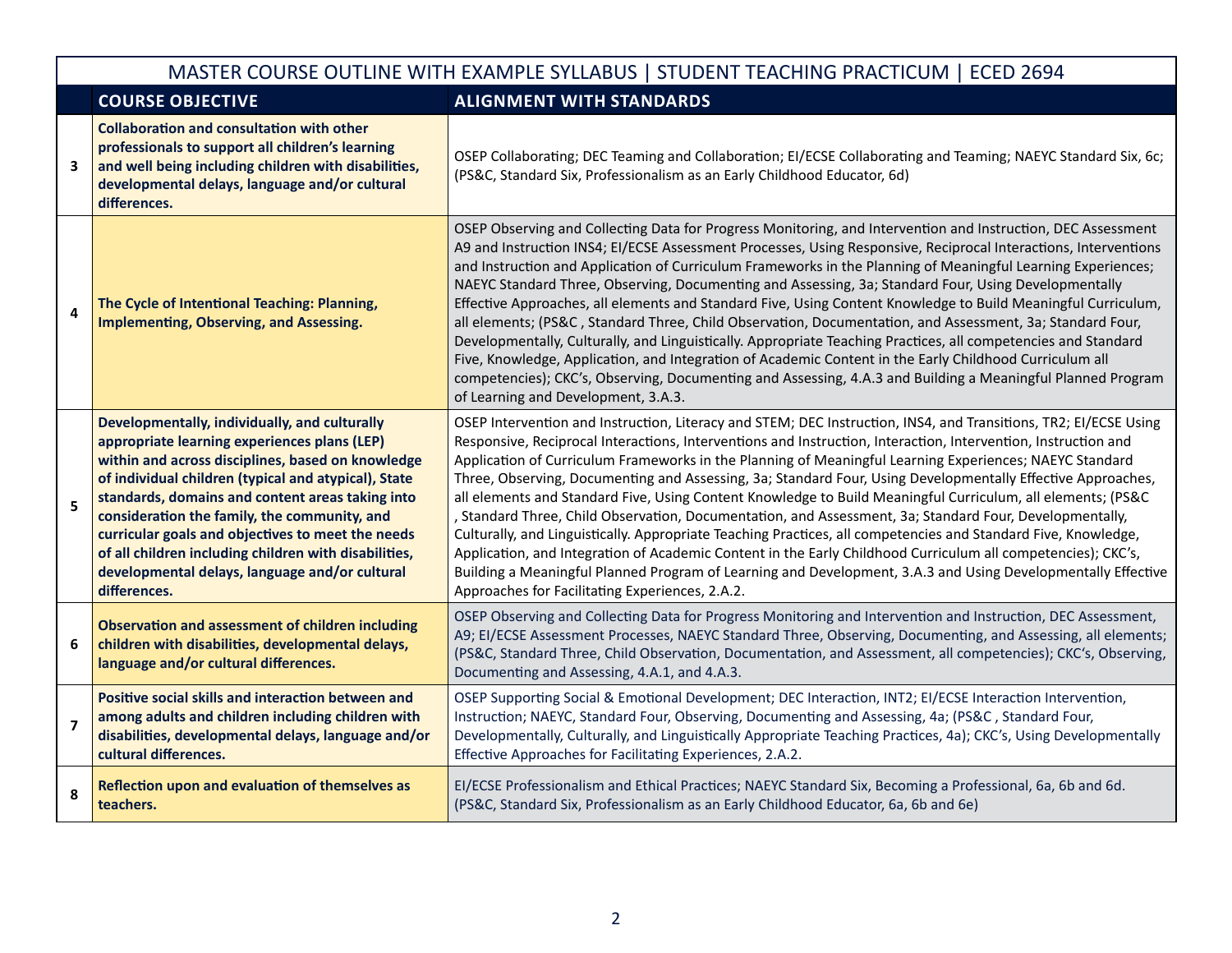| | COURSE OBJECTIVE | ALIGNMENT WITH STANDARDS |
|---|---|---|
| 3 | **Collaboration and consultation with other professionals to support all children's learning and well being including children with disabilities, developmental delays, language and/or cultural differences.** | OSEP Collaborating; DEC Teaming and Collaboration; EI/ECSE Collaborating and Teaming; NAEYC Standard Six, 6c; (PS&C, Standard Six, Professionalism as an Early Childhood Educator, 6d) |
| 4 | **The Cycle of Intentional Teaching: Planning, Implementing, Observing, and Assessing.** | OSEP Observing and Collecting Data for Progress Monitoring, and Intervention and Instruction, DEC Assessment A9 and Instruction INS4; EI/ECSE Assessment Processes, Using Responsive, Reciprocal Interactions, Interventions and Instruction and Application of Curriculum Frameworks in the Planning of Meaningful Learning Experiences; NAEYC Standard Three, Observing, Documenting and Assessing, 3a; Standard Four, Using Developmentally Effective Approaches, all elements and Standard Five, Using Content Knowledge to Build Meaningful Curriculum, all elements; (PS&C , Standard Three, Child Observation, Documentation, and Assessment, 3a; Standard Four, Developmentally, Culturally, and Linguistically. Appropriate Teaching Practices, all competencies and Standard Five, Knowledge, Application, and Integration of Academic Content in the Early Childhood Curriculum all competencies); CKC's, Observing, Documenting and Assessing, 4.A.3 and Building a Meaningful Planned Program of Learning and Development, 3.A.3. |
| 5 | **Developmentally, individually, and culturally appropriate learning experiences plans (LEP) within and across disciplines, based on knowledge of individual children (typical and atypical), State standards, domains and content areas taking into consideration the family, the community, and curricular goals and objectives to meet the needs of all children including children with disabilities, developmental delays, language and/or cultural differences.** | OSEP Intervention and Instruction, Literacy and STEM; DEC Instruction, INS4, and Transitions, TR2; EI/ECSE Using Responsive, Reciprocal Interactions, Interventions and Instruction, Interaction, Intervention, Instruction and Application of Curriculum Frameworks in the Planning of Meaningful Learning Experiences; NAEYC Standard Three, Observing, Documenting and Assessing, 3a; Standard Four, Using Developmentally Effective Approaches, all elements and Standard Five, Using Content Knowledge to Build Meaningful Curriculum, all elements; (PS&C , Standard Three, Child Observation, Documentation, and Assessment, 3a; Standard Four, Developmentally, Culturally, and Linguistically. Appropriate Teaching Practices, all competencies and Standard Five, Knowledge, Application, and Integration of Academic Content in the Early Childhood Curriculum all competencies); CKC's, Building a Meaningful Planned Program of Learning and Development, 3.A.3 and Using Developmentally Effective Approaches for Facilitating Experiences, 2.A.2. |
| 6 | **Observation and assessment of children including children with disabilities, developmental delays, language and/or cultural differences.** | OSEP Observing and Collecting Data for Progress Monitoring and Intervention and Instruction, DEC Assessment, A9; EI/ECSE Assessment Processes, NAEYC Standard Three, Observing, Documenting, and Assessing, all elements; (PS&C, Standard Three, Child Observation, Documentation, and Assessment, all competencies); CKC's, Observing, Documenting and Assessing, 4.A.1, and 4.A.3. |
| 7 | **Positive social skills and interaction between and among adults and children including children with disabilities, developmental delays, language and/or cultural differences.** | OSEP Supporting Social & Emotional Development; DEC Interaction, INT2; EI/ECSE Interaction Intervention, Instruction; NAEYC, Standard Four, Observing, Documenting and Assessing, 4a; (PS&C , Standard Four, Developmentally, Culturally, and Linguistically Appropriate Teaching Practices, 4a); CKC's, Using Developmentally Effective Approaches for Facilitating Experiences, 2.A.2. |
| 8 | **Reflection upon and evaluation of themselves as teachers.** | EI/ECSE Professionalism and Ethical Practices; NAEYC Standard Six, Becoming a Professional, 6a, 6b and 6d. (PS&C, Standard Six, Professionalism as an Early Childhood Educator, 6a, 6b and 6e) |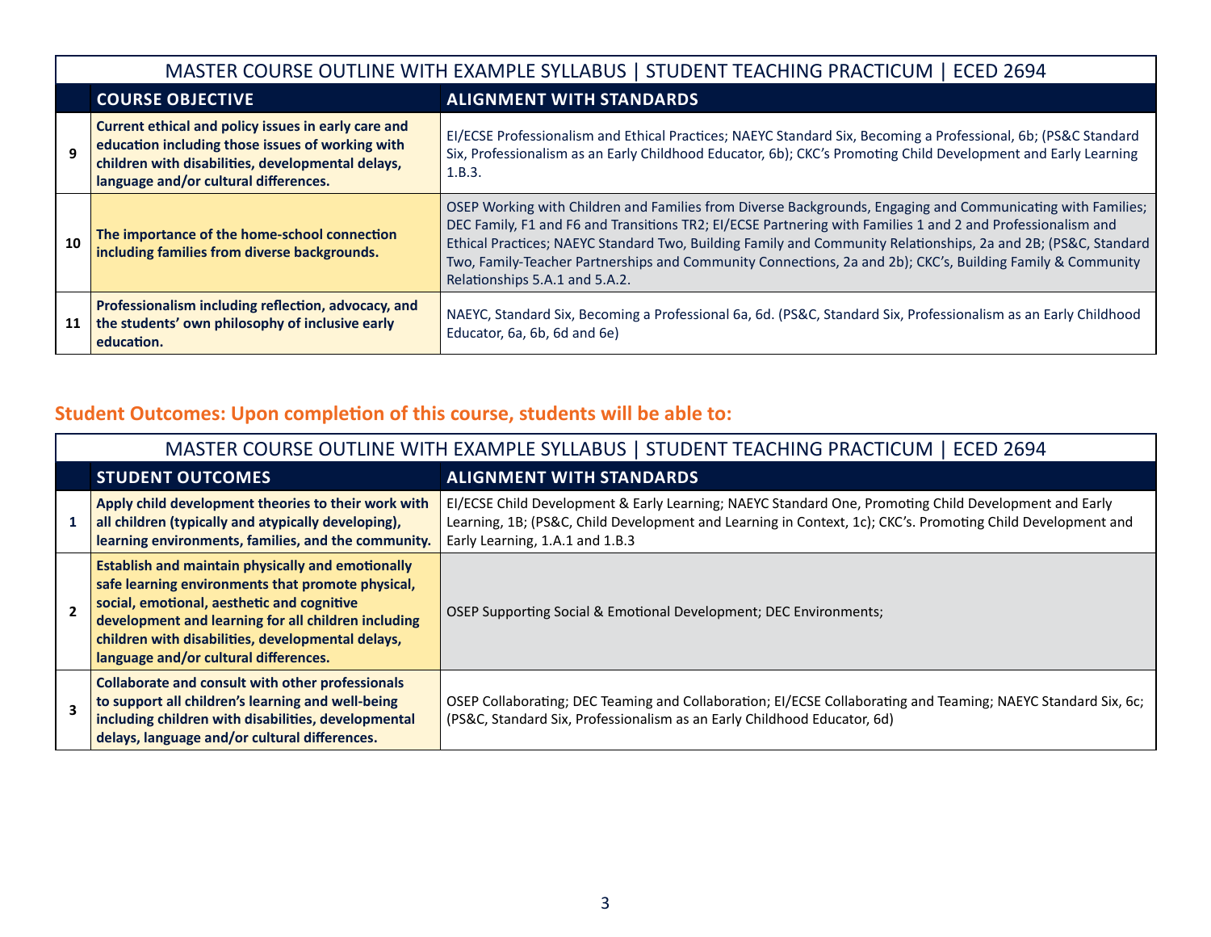| MASTER COURSE OUTLINE WITH EXAMPLE SYLLABUS \| STUDENT TEACHING PRACTICUM \| ECED 2694 | | |
|---|---|---|
| | **COURSE OBJECTIVE** | **ALIGNMENT WITH STANDARDS** |
| **9** | **Current ethical and policy issues in early care and education including those issues of working with children with disabilities, developmental delays, language and/or cultural differences.** | EI/ECSE Professionalism and Ethical Practices; NAEYC Standard Six, Becoming a Professional, 6b; (PS&C Standard Six, Professionalism as an Early Childhood Educator, 6b); CKC's Promoting Child Development and Early Learning 1.B.3. |
| **10** | **The importance of the home-school connection including families from diverse backgrounds.** | OSEP Working with Children and Families from Diverse Backgrounds, Engaging and Communicating with Families; DEC Family, F1 and F6 and Transitions TR2; EI/ECSE Partnering with Families 1 and 2 and Professionalism and Ethical Practices; NAEYC Standard Two, Building Family and Community Relationships, 2a and 2B; (PS&C, Standard Two, Family-Teacher Partnerships and Community Connections, 2a and 2b); CKC's, Building Family & Community Relationships 5.A.1 and 5.A.2. |
| **11** | **Professionalism including reflection, advocacy, and the students' own philosophy of inclusive early education.** | NAEYC, Standard Six, Becoming a Professional 6a, 6d. (PS&C, Standard Six, Professionalism as an Early Childhood Educator, 6a, 6b, 6d and 6e) |

## Student Outcomes: Upon completion of this course, students will be able to:

| MASTER COURSE OUTLINE WITH EXAMPLE SYLLABUS \| STUDENT TEACHING PRACTICUM \| ECED 2694 | | |
|---|---|---|
| | **STUDENT OUTCOMES** | **ALIGNMENT WITH STANDARDS** |
| **1** | **Apply child development theories to their work with all children (typically and atypically developing), learning environments, families, and the community.** | EI/ECSE Child Development & Early Learning; NAEYC Standard One, Promoting Child Development and Early Learning, 1B; (PS&C, Child Development and Learning in Context, 1c); CKC's. Promoting Child Development and Early Learning, 1.A.1 and 1.B.3 |
| **2** | **Establish and maintain physically and emotionally safe learning environments that promote physical, social, emotional, aesthetic and cognitive development and learning for all children including children with disabilities, developmental delays, language and/or cultural differences.** | OSEP Supporting Social & Emotional Development; DEC Environments; |
| **3** | **Collaborate and consult with other professionals to support all children's learning and well-being including children with disabilities, developmental delays, language and/or cultural differences.** | OSEP Collaborating; DEC Teaming and Collaboration; EI/ECSE Collaborating and Teaming; NAEYC Standard Six, 6c; (PS&C, Standard Six, Professionalism as an Early Childhood Educator, 6d) |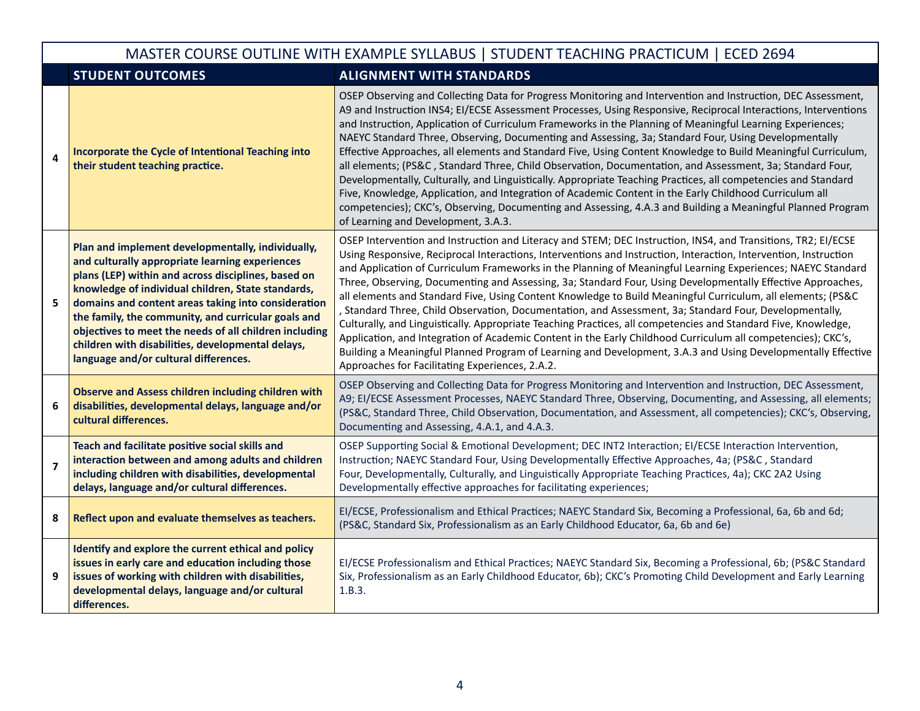| MASTER COURSE OUTLINE WITH EXAMPLE SYLLABUS \| STUDENT TEACHING PRACTICUM \| ECED 2694 | | |
|---|---|---|
| | **STUDENT OUTCOMES** | **ALIGNMENT WITH STANDARDS** |
| **4** | **Incorporate the Cycle of Intentional Teaching into their student teaching practice.** | OSEP Observing and Collecting Data for Progress Monitoring and Intervention and Instruction, DEC Assessment, A9 and Instruction INS4; EI/ECSE Assessment Processes, Using Responsive, Reciprocal Interactions, Interventions and Instruction, Application of Curriculum Frameworks in the Planning of Meaningful Learning Experiences; NAEYC Standard Three, Observing, Documenting and Assessing, 3a; Standard Four, Using Developmentally Effective Approaches, all elements and Standard Five, Using Content Knowledge to Build Meaningful Curriculum, all elements; (PS&C , Standard Three, Child Observation, Documentation, and Assessment, 3a; Standard Four, Developmentally, Culturally, and Linguistically. Appropriate Teaching Practices, all competencies and Standard Five, Knowledge, Application, and Integration of Academic Content in the Early Childhood Curriculum all competencies); CKC's, Observing, Documenting and Assessing, 4.A.3 and Building a Meaningful Planned Program of Learning and Development, 3.A.3. |
| **5** | **Plan and implement developmentally, individually, and culturally appropriate learning experiences plans (LEP) within and across disciplines, based on knowledge of individual children, State standards, domains and content areas taking into consideration the family, the community, and curricular goals and objectives to meet the needs of all children including children with disabilities, developmental delays, language and/or cultural differences.** | OSEP Intervention and Instruction and Literacy and STEM; DEC Instruction, INS4, and Transitions, TR2; EI/ECSE Using Responsive, Reciprocal Interactions, Interventions and Instruction, Interaction, Intervention, Instruction and Application of Curriculum Frameworks in the Planning of Meaningful Learning Experiences; NAEYC Standard Three, Observing, Documenting and Assessing, 3a; Standard Four, Using Developmentally Effective Approaches, all elements and Standard Five, Using Content Knowledge to Build Meaningful Curriculum, all elements; (PS&C , Standard Three, Child Observation, Documentation, and Assessment, 3a; Standard Four, Developmentally, Culturally, and Linguistically. Appropriate Teaching Practices, all competencies and Standard Five, Knowledge, Application, and Integration of Academic Content in the Early Childhood Curriculum all competencies); CKC's, Building a Meaningful Planned Program of Learning and Development, 3.A.3 and Using Developmentally Effective Approaches for Facilitating Experiences, 2.A.2. |
| **6** | **Observe and Assess children including children with disabilities, developmental delays, language and/or cultural differences.** | OSEP Observing and Collecting Data for Progress Monitoring and Intervention and Instruction, DEC Assessment, A9; EI/ECSE Assessment Processes, NAEYC Standard Three, Observing, Documenting, and Assessing, all elements; (PS&C, Standard Three, Child Observation, Documentation, and Assessment, all competencies); CKC's, Observing, Documenting and Assessing, 4.A.1, and 4.A.3. |
| **7** | **Teach and facilitate positive social skills and interaction between and among adults and children including children with disabilities, developmental delays, language and/or cultural differences.** | OSEP Supporting Social & Emotional Development; DEC INT2 Interaction; EI/ECSE Interaction Intervention, Instruction; NAEYC Standard Four, Using Developmentally Effective Approaches, 4a; (PS&C , Standard Four, Developmentally, Culturally, and Linguistically Appropriate Teaching Practices, 4a); CKC 2A2 Using Developmentally effective approaches for facilitating experiences; |
| **8** | **Reflect upon and evaluate themselves as teachers.** | EI/ECSE, Professionalism and Ethical Practices; NAEYC Standard Six, Becoming a Professional, 6a, 6b and 6d; (PS&C, Standard Six, Professionalism as an Early Childhood Educator, 6a, 6b and 6e) |
| **9** | **Identify and explore the current ethical and policy issues in early care and education including those issues of working with children with disabilities, developmental delays, language and/or cultural differences.** | EI/ECSE Professionalism and Ethical Practices; NAEYC Standard Six, Becoming a Professional, 6b; (PS&C Standard Six, Professionalism as an Early Childhood Educator, 6b); CKC's Promoting Child Development and Early Learning 1.B.3. |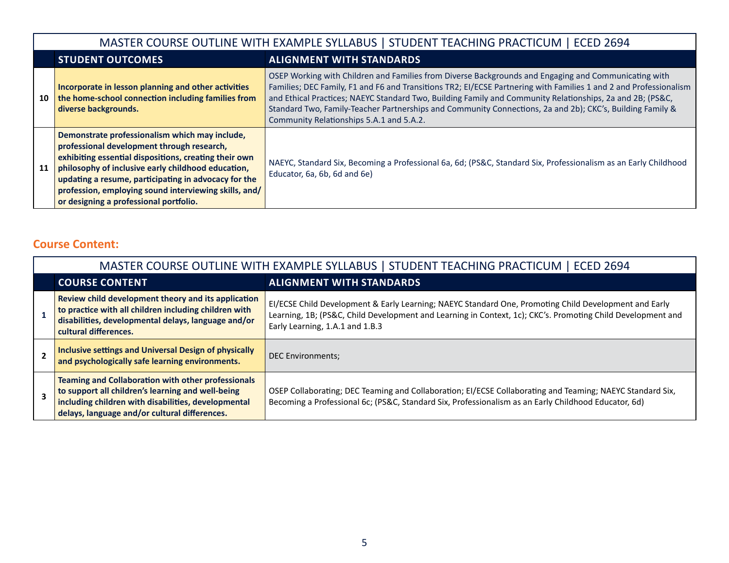| MASTER COURSE OUTLINE WITH EXAMPLE SYLLABUS \| STUDENT TEACHING PRACTICUM \| ECED 2694 | | |
|---|---|---|
| | **STUDENT OUTCOMES** | **ALIGNMENT WITH STANDARDS** |
| **10** | **Incorporate in lesson planning and other activities the home-school connection including families from diverse backgrounds.** | OSEP Working with Children and Families from Diverse Backgrounds and Engaging and Communicating with Families; DEC Family, F1 and F6 and Transitions TR2; EI/ECSE Partnering with Families 1 and 2 and Professionalism and Ethical Practices; NAEYC Standard Two, Building Family and Community Relationships, 2a and 2B; (PS&C, Standard Two, Family-Teacher Partnerships and Community Connections, 2a and 2b); CKC's, Building Family & Community Relationships 5.A.1 and 5.A.2. |
| **11** | **Demonstrate professionalism which may include, professional development through research, exhibiting essential dispositions, creating their own philosophy of inclusive early childhood education, updating a resume, participating in advocacy for the profession, employing sound interviewing skills, and/or designing a professional portfolio.** | NAEYC, Standard Six, Becoming a Professional 6a, 6d; (PS&C, Standard Six, Professionalism as an Early Childhood Educator, 6a, 6b, 6d and 6e) |

## Course Content:

| MASTER COURSE OUTLINE WITH EXAMPLE SYLLABUS \| STUDENT TEACHING PRACTICUM \| ECED 2694 | | |
|---|---|---|
| | **COURSE CONTENT** | **ALIGNMENT WITH STANDARDS** |
| **1** | **Review child development theory and its application to practice with all children including children with disabilities, developmental delays, language and/or cultural differences.** | EI/ECSE Child Development & Early Learning; NAEYC Standard One, Promoting Child Development and Early Learning, 1B; (PS&C, Child Development and Learning in Context, 1c); CKC's. Promoting Child Development and Early Learning, 1.A.1 and 1.B.3 |
| **2** | **Inclusive settings and Universal Design of physically and psychologically safe learning environments.** | DEC Environments; |
| **3** | **Teaming and Collaboration with other professionals to support all children's learning and well-being including children with disabilities, developmental delays, language and/or cultural differences.** | OSEP Collaborating; DEC Teaming and Collaboration; EI/ECSE Collaborating and Teaming; NAEYC Standard Six, Becoming a Professional 6c; (PS&C, Standard Six, Professionalism as an Early Childhood Educator, 6d) |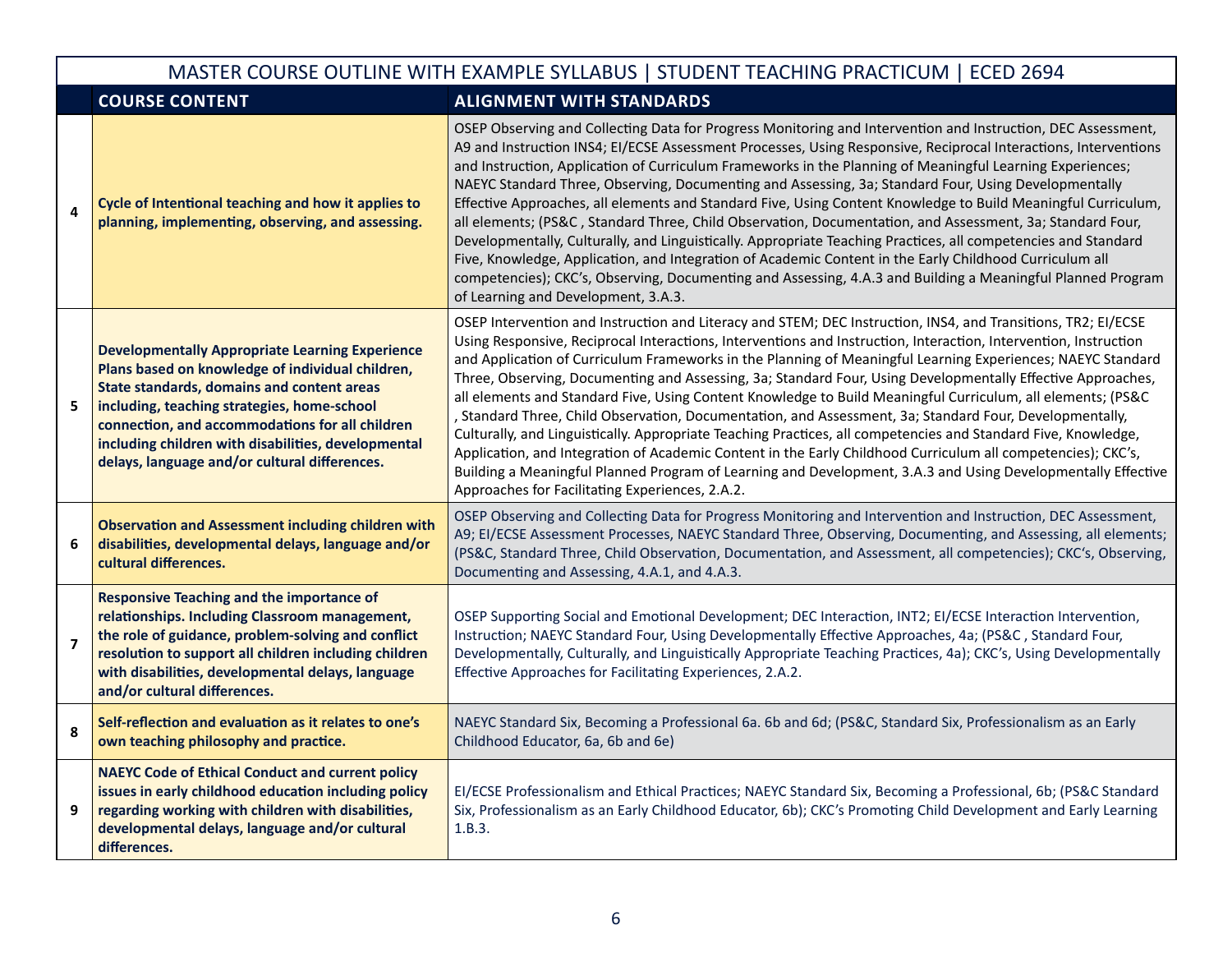| MASTER COURSE OUTLINE WITH EXAMPLE SYLLABUS \| STUDENT TEACHING PRACTICUM \| ECED 2694 | | |
|---|---|---|
| | **COURSE CONTENT** | **ALIGNMENT WITH STANDARDS** |
| 4 | **Cycle of Intentional teaching and how it applies to planning, implementing, observing, and assessing.** | OSEP Observing and Collecting Data for Progress Monitoring and Intervention and Instruction, DEC Assessment, A9 and Instruction INS4; EI/ECSE Assessment Processes, Using Responsive, Reciprocal Interactions, Interventions and Instruction, Application of Curriculum Frameworks in the Planning of Meaningful Learning Experiences; NAEYC Standard Three, Observing, Documenting and Assessing, 3a; Standard Four, Using Developmentally Effective Approaches, all elements and Standard Five, Using Content Knowledge to Build Meaningful Curriculum, all elements; (PS&C , Standard Three, Child Observation, Documentation, and Assessment, 3a; Standard Four, Developmentally, Culturally, and Linguistically. Appropriate Teaching Practices, all competencies and Standard Five, Knowledge, Application, and Integration of Academic Content in the Early Childhood Curriculum all competencies); CKC's, Observing, Documenting and Assessing, 4.A.3 and Building a Meaningful Planned Program of Learning and Development, 3.A.3. |
| 5 | **Developmentally Appropriate Learning Experience Plans based on knowledge of individual children, State standards, domains and content areas including, teaching strategies, home-school connection, and accommodations for all children including children with disabilities, developmental delays, language and/or cultural differences.** | OSEP Intervention and Instruction and Literacy and STEM; DEC Instruction, INS4, and Transitions, TR2; EI/ECSE Using Responsive, Reciprocal Interactions, Interventions and Instruction, Interaction, Intervention, Instruction and Application of Curriculum Frameworks in the Planning of Meaningful Learning Experiences; NAEYC Standard Three, Observing, Documenting and Assessing, 3a; Standard Four, Using Developmentally Effective Approaches, all elements and Standard Five, Using Content Knowledge to Build Meaningful Curriculum, all elements; (PS&C , Standard Three, Child Observation, Documentation, and Assessment, 3a; Standard Four, Developmentally, Culturally, and Linguistically. Appropriate Teaching Practices, all competencies and Standard Five, Knowledge, Application, and Integration of Academic Content in the Early Childhood Curriculum all competencies); CKC's, Building a Meaningful Planned Program of Learning and Development, 3.A.3 and Using Developmentally Effective Approaches for Facilitating Experiences, 2.A.2. |
| 6 | **Observation and Assessment including children with disabilities, developmental delays, language and/or cultural differences.** | OSEP Observing and Collecting Data for Progress Monitoring and Intervention and Instruction, DEC Assessment, A9; EI/ECSE Assessment Processes, NAEYC Standard Three, Observing, Documenting, and Assessing, all elements; (PS&C, Standard Three, Child Observation, Documentation, and Assessment, all competencies); CKC's, Observing, Documenting and Assessing, 4.A.1, and 4.A.3. |
| 7 | **Responsive Teaching and the importance of relationships. Including Classroom management, the role of guidance, problem-solving and conflict resolution to support all children including children with disabilities, developmental delays, language and/or cultural differences.** | OSEP Supporting Social and Emotional Development; DEC Interaction, INT2; EI/ECSE Interaction Intervention, Instruction; NAEYC Standard Four, Using Developmentally Effective Approaches, 4a; (PS&C , Standard Four, Developmentally, Culturally, and Linguistically Appropriate Teaching Practices, 4a); CKC's, Using Developmentally Effective Approaches for Facilitating Experiences, 2.A.2. |
| 8 | **Self-reflection and evaluation as it relates to one's own teaching philosophy and practice.** | NAEYC Standard Six, Becoming a Professional 6a. 6b and 6d; (PS&C, Standard Six, Professionalism as an Early Childhood Educator, 6a, 6b and 6e) |
| 9 | **NAEYC Code of Ethical Conduct and current policy issues in early childhood education including policy regarding working with children with disabilities, developmental delays, language and/or cultural differences.** | EI/ECSE Professionalism and Ethical Practices; NAEYC Standard Six, Becoming a Professional, 6b; (PS&C Standard Six, Professionalism as an Early Childhood Educator, 6b); CKC's Promoting Child Development and Early Learning 1.B.3. |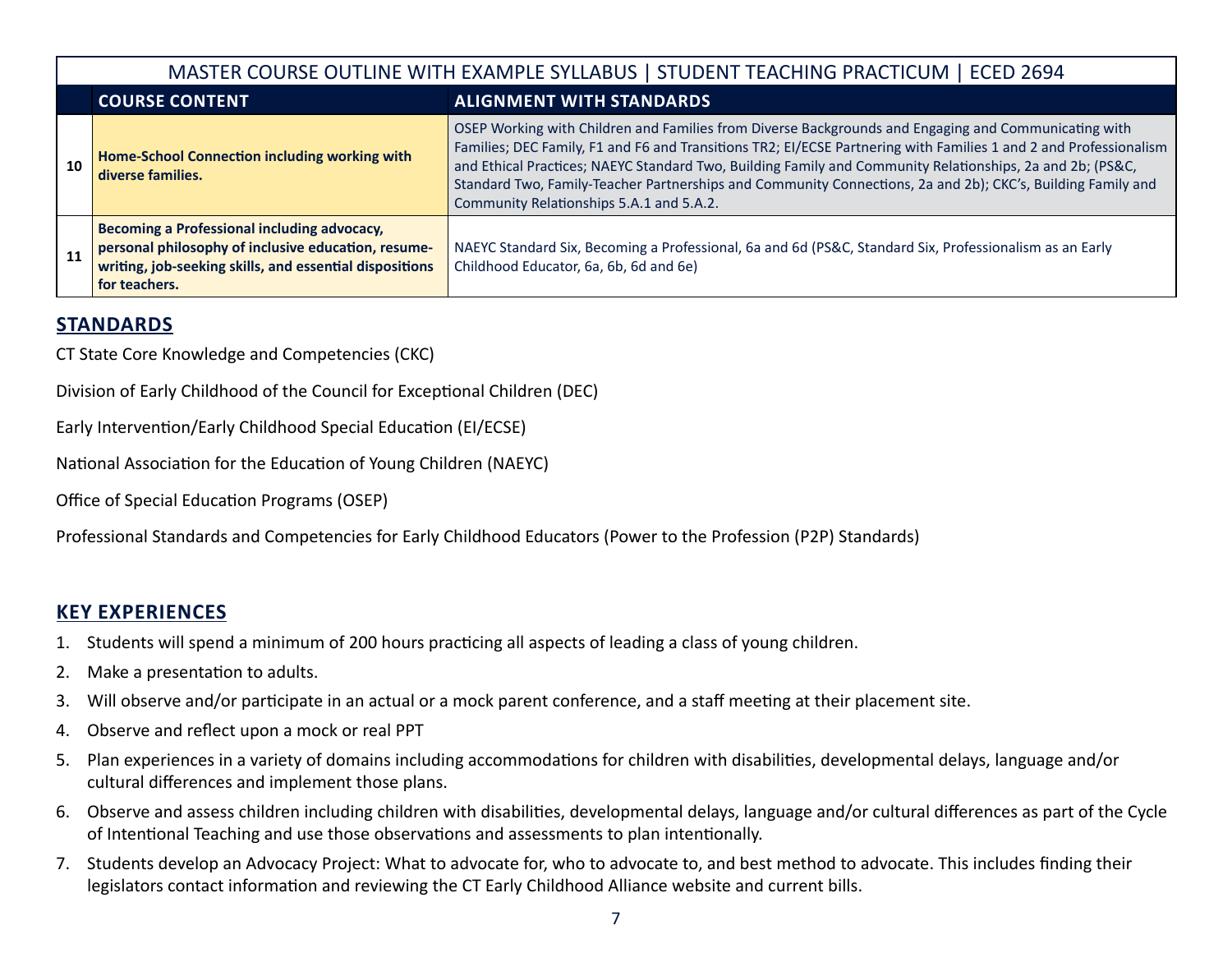| MASTER COURSE OUTLINE WITH EXAMPLE SYLLABUS \| STUDENT TEACHING PRACTICUM \| ECED 2694 | | |
|---|---|---|
| | **COURSE CONTENT** | **ALIGNMENT WITH STANDARDS** |
| **10** | **Home-School Connection including working with diverse families.** | OSEP Working with Children and Families from Diverse Backgrounds and Engaging and Communicating with Families; DEC Family, F1 and F6 and Transitions TR2; EI/ECSE Partnering with Families 1 and 2 and Professionalism and Ethical Practices; NAEYC Standard Two, Building Family and Community Relationships, 2a and 2b; (PS&C, Standard Two, Family-Teacher Partnerships and Community Connections, 2a and 2b); CKC's, Building Family and Community Relationships 5.A.1 and 5.A.2. |
| **11** | **Becoming a Professional including advocacy, personal philosophy of inclusive education, resume-writing, job-seeking skills, and essential dispositions for teachers.** | NAEYC Standard Six, Becoming a Professional, 6a and 6d (PS&C, Standard Six, Professionalism as an Early Childhood Educator, 6a, 6b, 6d and 6e) |

## STANDARDS

CT State Core Knowledge and Competencies (CKC)

Division of Early Childhood of the Council for Exceptional Children (DEC)

Early Intervention/Early Childhood Special Education (EI/ECSE)

National Association for the Education of Young Children (NAEYC)

Office of Special Education Programs (OSEP)

Professional Standards and Competencies for Early Childhood Educators (Power to the Profession (P2P) Standards)

## KEY EXPERIENCES

1. Students will spend a minimum of 200 hours practicing all aspects of leading a class of young children.
2. Make a presentation to adults.
3. Will observe and/or participate in an actual or a mock parent conference, and a staff meeting at their placement site.
4. Observe and reflect upon a mock or real PPT
5. Plan experiences in a variety of domains including accommodations for children with disabilities, developmental delays, language and/or cultural differences and implement those plans.
6. Observe and assess children including children with disabilities, developmental delays, language and/or cultural differences as part of the Cycle of Intentional Teaching and use those observations and assessments to plan intentionally.
7. Students develop an Advocacy Project: What to advocate for, who to advocate to, and best method to advocate. This includes finding their legislators contact information and reviewing the CT Early Childhood Alliance website and current bills.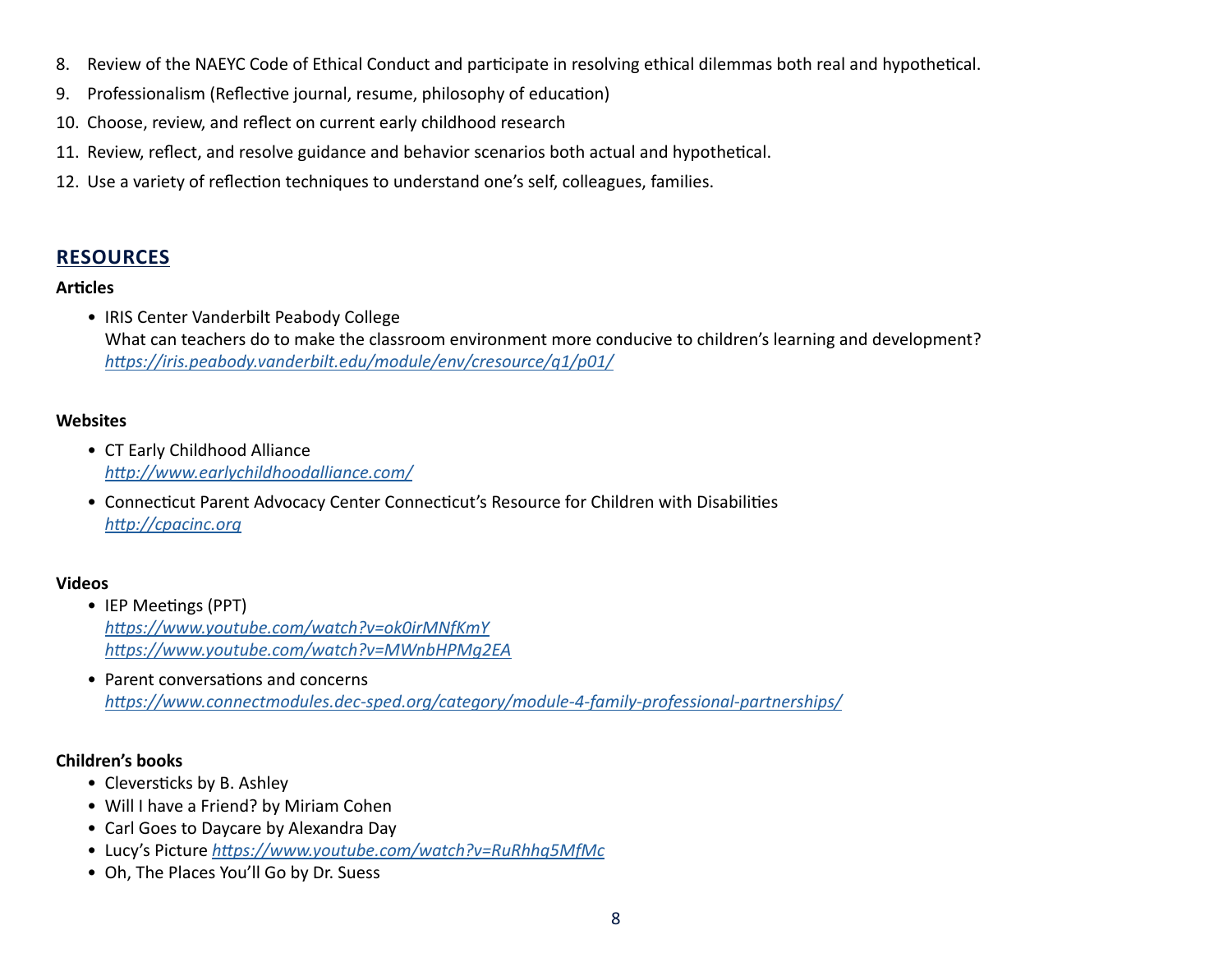8. Review of the NAEYC Code of Ethical Conduct and participate in resolving ethical dilemmas both real and hypothetical.
9. Professionalism (Reflective journal, resume, philosophy of education)
10. Choose, review, and reflect on current early childhood research
11. Review, reflect, and resolve guidance and behavior scenarios both actual and hypothetical.
12. Use a variety of reflection techniques to understand one's self, colleagues, families.

## RESOURCES

**Articles**

- IRIS Center Vanderbilt Peabody College
  What can teachers do to make the classroom environment more conducive to children's learning and development?
  *https://iris.peabody.vanderbilt.edu/module/env/cresource/q1/p01/*

**Websites**

- CT Early Childhood Alliance
  *http://www.earlychildhoodalliance.com/*
- Connecticut Parent Advocacy Center Connecticut's Resource for Children with Disabilities
  *http://cpacinc.org*

**Videos**

- IEP Meetings (PPT)
  *https://www.youtube.com/watch?v=ok0irMNfKmY*
  *https://www.youtube.com/watch?v=MWnbHPMg2EA*
- Parent conversations and concerns
  *https://www.connectmodules.dec-sped.org/category/module-4-family-professional-partnerships/*

**Children's books**

- Cleversticks by B. Ashley
- Will I have a Friend? by Miriam Cohen
- Carl Goes to Daycare by Alexandra Day
- Lucy's Picture *https://www.youtube.com/watch?v=RuRhhq5MfMc*
- Oh, The Places You'll Go by Dr. Suess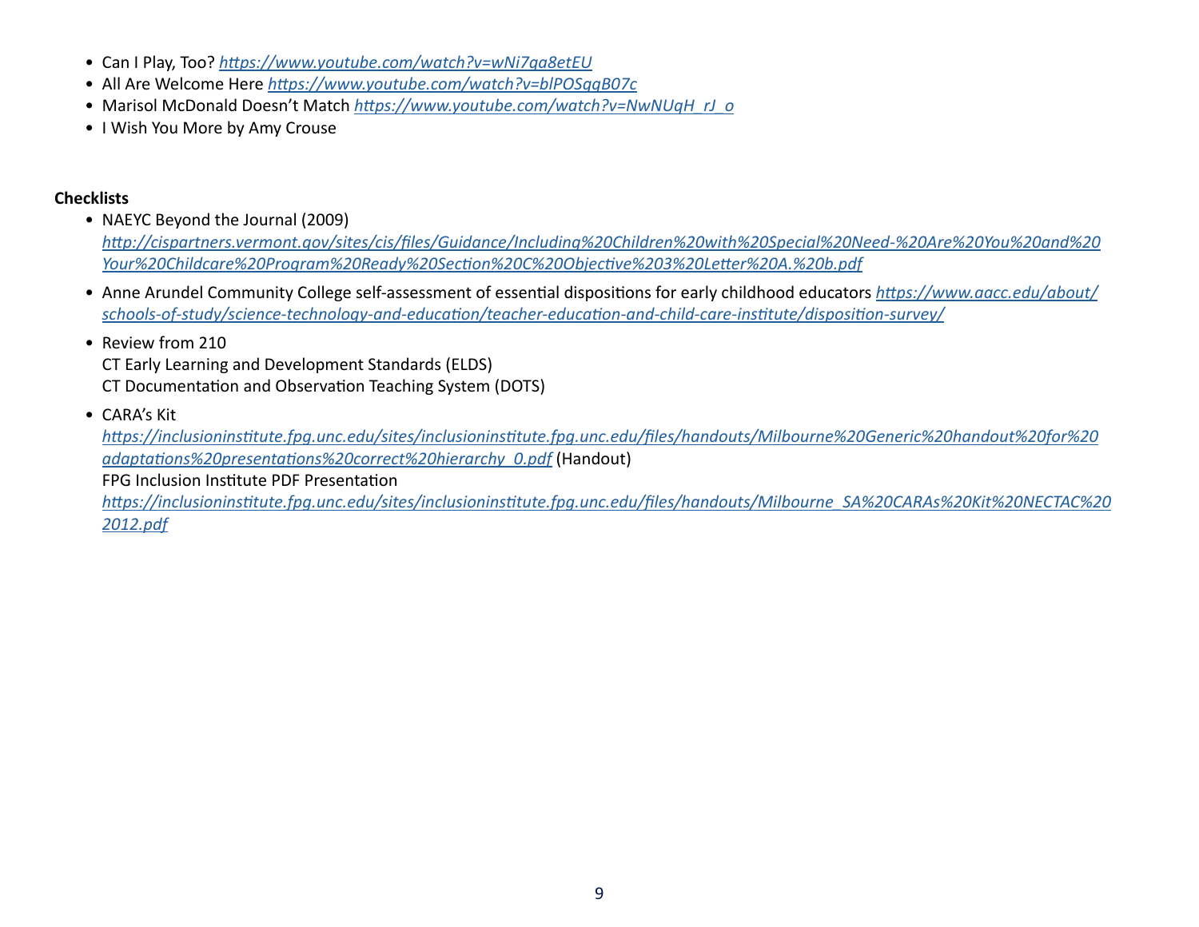- Can I Play, Too? *https://www.youtube.com/watch?v=wNi7ga8etEU*
- All Are Welcome Here *https://www.youtube.com/watch?v=blPOSgqB07c*
- Marisol McDonald Doesn't Match *https://www.youtube.com/watch?v=NwNUqH_rJ_o*
- I Wish You More by Amy Crouse

**Checklists**

- NAEYC Beyond the Journal (2009)
  *http://cispartners.vermont.gov/sites/cis/files/Guidance/Including%20Children%20with%20Special%20Need-%20Are%20You%20and%20Your%20Childcare%20Program%20Ready%20Section%20C%20Objective%203%20Letter%20A.%20b.pdf*
- Anne Arundel Community College self-assessment of essential dispositions for early childhood educators *https://www.aacc.edu/about/schools-of-study/science-technology-and-education/teacher-education-and-child-care-institute/disposition-survey/*
- Review from 210
  CT Early Learning and Development Standards (ELDS)
  CT Documentation and Observation Teaching System (DOTS)
- CARA's Kit
  *https://inclusioninstitute.fpg.unc.edu/sites/inclusioninstitute.fpg.unc.edu/files/handouts/Milbourne%20Generic%20handout%20for%20adaptations%20presentations%20correct%20hierarchy_0.pdf* (Handout)
  FPG Inclusion Institute PDF Presentation
  *https://inclusioninstitute.fpg.unc.edu/sites/inclusioninstitute.fpg.unc.edu/files/handouts/Milbourne_SA%20CARAs%20Kit%20NECTAC%202012.pdf*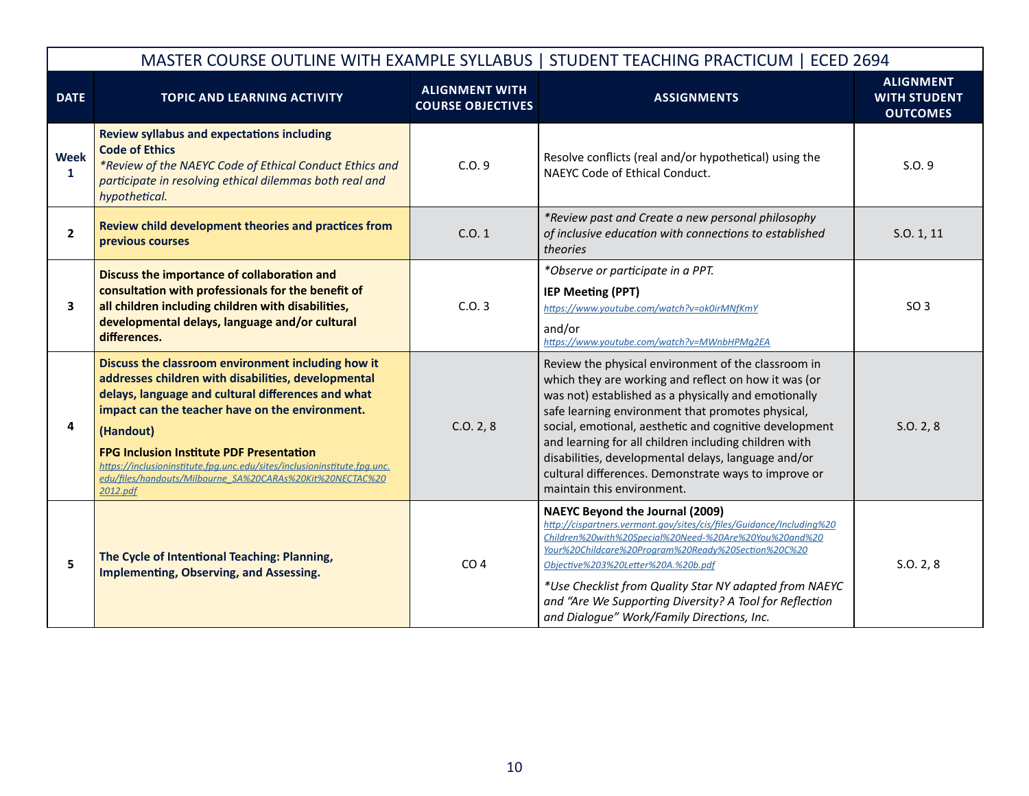| MASTER COURSE OUTLINE WITH EXAMPLE SYLLABUS \| STUDENT TEACHING PRACTICUM \| ECED 2694 | | | | |
|---|---|---|---|---|
| **DATE** | **TOPIC AND LEARNING ACTIVITY** | **ALIGNMENT WITH COURSE OBJECTIVES** | **ASSIGNMENTS** | **ALIGNMENT WITH STUDENT OUTCOMES** |
| **Week 1** | **Review syllabus and expectations including Code of Ethics** *\*Review of the NAEYC Code of Ethical Conduct Ethics and participate in resolving ethical dilemmas both real and hypothetical.* | C.O. 9 | Resolve conflicts (real and/or hypothetical) using the NAEYC Code of Ethical Conduct. | S.O. 9 |
| **2** | **Review child development theories and practices from previous courses** | C.O. 1 | *\*Review past and Create a new personal philosophy of inclusive education with connections to established theories* | S.O. 1, 11 |
| **3** | **Discuss the importance of collaboration and consultation with professionals for the benefit of all children including children with disabilities, developmental delays, language and/or cultural differences.** | C.O. 3 | *\*Observe or participate in a PPT.* **IEP Meeting (PPT)** https://www.youtube.com/watch?v=ok0irMNfKmY and/or https://www.youtube.com/watch?v=MWnbHPMg2EA | SO 3 |
| **4** | **Discuss the classroom environment including how it addresses children with disabilities, developmental delays, language and cultural differences and what impact can the teacher have on the environment.** **(Handout)** **FPG Inclusion Institute PDF Presentation** https://inclusioninstitute.fpg.unc.edu/sites/inclusioninstitute.fpg.unc.edu/files/handouts/Milbourne_SA%20CARAs%20Kit%20NECTAC%202012.pdf | C.O. 2, 8 | Review the physical environment of the classroom in which they are working and reflect on how it was (or was not) established as a physically and emotionally safe learning environment that promotes physical, social, emotional, aesthetic and cognitive development and learning for all children including children with disabilities, developmental delays, language and/or cultural differences. Demonstrate ways to improve or maintain this environment. | S.O. 2, 8 |
| **5** | **The Cycle of Intentional Teaching: Planning, Implementing, Observing, and Assessing.** | CO 4 | **NAEYC Beyond the Journal (2009)** http://cispartners.vermont.gov/sites/cis/files/Guidance/Including%20Children%20with%20Special%20Need-%20Are%20You%20and%20Your%20Childcare%20Program%20Ready%20Section%20C%20Objective%203%20Letter%20A.%20b.pdf *\*Use Checklist from Quality Star NY adapted from NAEYC and "Are We Supporting Diversity? A Tool for Reflection and Dialogue" Work/Family Directions, Inc.* | S.O. 2, 8 |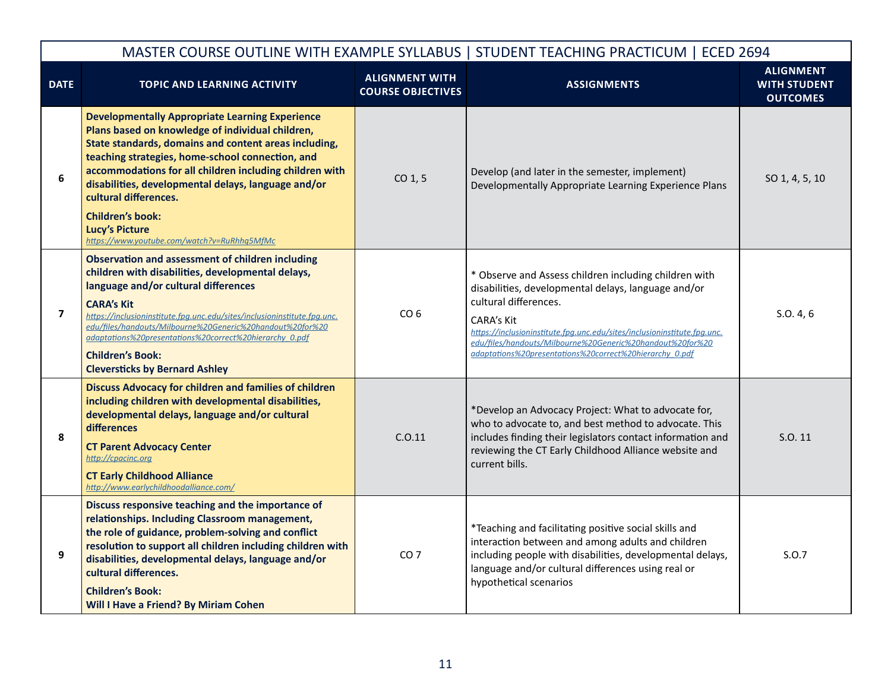| MASTER COURSE OUTLINE WITH EXAMPLE SYLLABUS \| STUDENT TEACHING PRACTICUM \| ECED 2694 | | | | |
|---|---|---|---|---|
| **DATE** | **TOPIC AND LEARNING ACTIVITY** | **ALIGNMENT WITH COURSE OBJECTIVES** | **ASSIGNMENTS** | **ALIGNMENT WITH STUDENT OUTCOMES** |
| 6 | **Developmentally Appropriate Learning Experience Plans based on knowledge of individual children, State standards, domains and content areas including, teaching strategies, home-school connection, and accommodations for all children including children with disabilities, developmental delays, language and/or cultural differences.**<br>**Children's book:**<br>**Lucy's Picture**<br>*https://www.youtube.com/watch?v=RuRhhq5MfMc* | CO 1, 5 | Develop (and later in the semester, implement) Developmentally Appropriate Learning Experience Plans | SO 1, 4, 5, 10 |
| 7 | **Observation and assessment of children including children with disabilities, developmental delays, language and/or cultural differences**<br>**CARA's Kit**<br>*https://inclusioninstitute.fpg.unc.edu/sites/inclusioninstitute.fpg.unc.edu/files/handouts/Milbourne%20Generic%20handout%20for%20adaptations%20presentations%20correct%20hierarchy_0.pdf*<br>**Children's Book:**<br>**Cleversticks by Bernard Ashley** | CO 6 | * Observe and Assess children including children with disabilities, developmental delays, language and/or cultural differences.<br>CARA's Kit<br>*https://inclusioninstitute.fpg.unc.edu/sites/inclusioninstitute.fpg.unc.edu/files/handouts/Milbourne%20Generic%20handout%20for%20adaptations%20presentations%20correct%20hierarchy_0.pdf* | S.O. 4, 6 |
| 8 | **Discuss Advocacy for children and families of children including children with developmental disabilities, developmental delays, language and/or cultural differences**<br>**CT Parent Advocacy Center**<br>*http://cpacinc.org*<br>**CT Early Childhood Alliance**<br>*http://www.earlychildhoodalliance.com/* | C.O.11 | *Develop an Advocacy Project: What to advocate for, who to advocate to, and best method to advocate. This includes finding their legislators contact information and reviewing the CT Early Childhood Alliance website and current bills. | S.O. 11 |
| 9 | **Discuss responsive teaching and the importance of relationships. Including Classroom management, the role of guidance, problem-solving and conflict resolution to support all children including children with disabilities, developmental delays, language and/or cultural differences.**<br>**Children's Book:**<br>**Will I Have a Friend? By Miriam Cohen** | CO 7 | *Teaching and facilitating positive social skills and interaction between and among adults and children including people with disabilities, developmental delays, language and/or cultural differences using real or hypothetical scenarios | S.O.7 |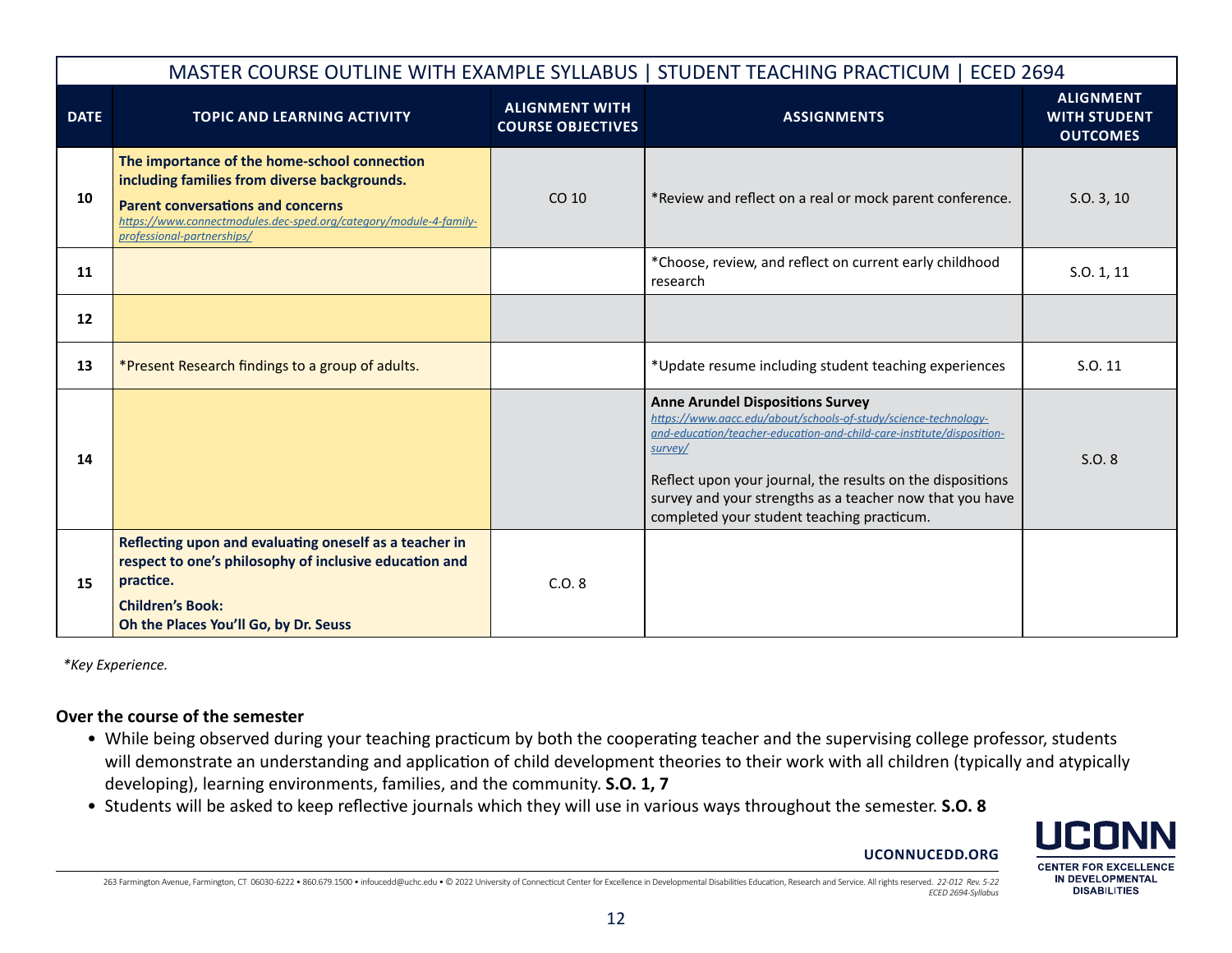| MASTER COURSE OUTLINE WITH EXAMPLE SYLLABUS \| STUDENT TEACHING PRACTICUM \| ECED 2694 | | | | |
|---|---|---|---|---|
| **DATE** | **TOPIC AND LEARNING ACTIVITY** | **ALIGNMENT WITH COURSE OBJECTIVES** | **ASSIGNMENTS** | **ALIGNMENT WITH STUDENT OUTCOMES** |
| 10 | **The importance of the home-school connection including families from diverse backgrounds.** **Parent conversations and concerns** *https://www.connectmodules.dec-sped.org/category/module-4-family-professional-partnerships/* | CO 10 | *Review and reflect on a real or mock parent conference. | S.O. 3, 10 |
| 11 | | | *Choose, review, and reflect on current early childhood research | S.O. 1, 11 |
| 12 | | | | |
| 13 | *Present Research findings to a group of adults. | | *Update resume including student teaching experiences | S.O. 11 |
| 14 | | | **Anne Arundel Dispositions Survey** *https://www.aacc.edu/about/schools-of-study/science-technology-and-education/teacher-education-and-child-care-institute/disposition-survey/* Reflect upon your journal, the results on the dispositions survey and your strengths as a teacher now that you have completed your student teaching practicum. | S.O. 8 |
| 15 | **Reflecting upon and evaluating oneself as a teacher in respect to one's philosophy of inclusive education and practice.** **Children's Book: Oh the Places You'll Go, by Dr. Seuss** | C.O. 8 | | |

*\*Key Experience.*

**Over the course of the semester**

- While being observed during your teaching practicum by both the cooperating teacher and the supervising college professor, students will demonstrate an understanding and application of child development theories to their work with all children (typically and atypically developing), learning environments, families, and the community. **S.O. 1, 7**
- Students will be asked to keep reflective journals which they will use in various ways throughout the semester. **S.O. 8**

**UCONNUCEDD.ORG**

UCONN CENTER FOR EXCELLENCE IN DEVELOPMENTAL DISABILITIES

263 Farmington Avenue, Farmington, CT 06030-6222 • 860.679.1500 • infoucedd@uchc.edu • © 2022 University of Connecticut Center for Excellence in Developmental Disabilities Education, Research and Service. All rights reserved. *22-012 Rev. 5-22 ECED 2694-Syllabus*